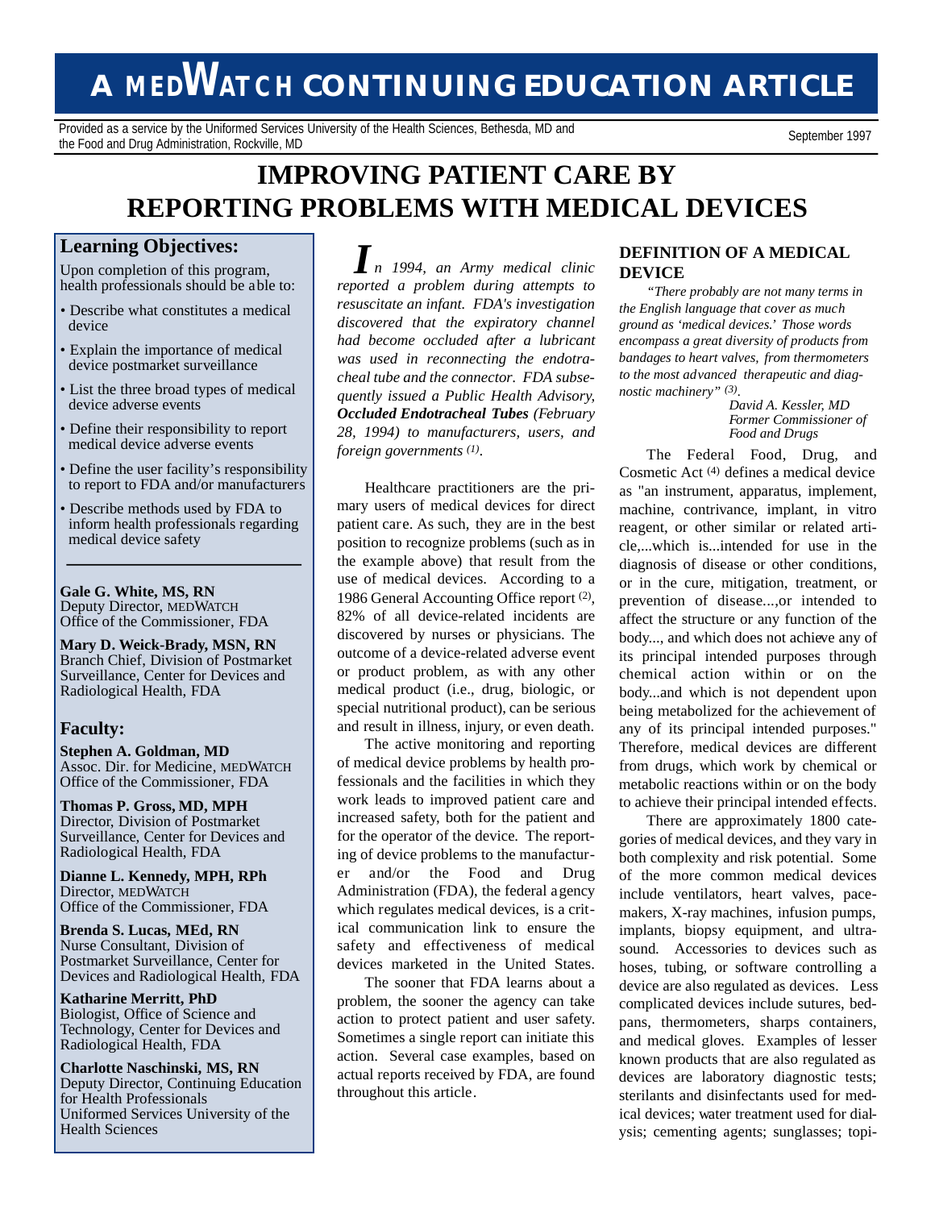# A MEDWATCH CONTINUING EDUCATION ARTICLE

Provided as a service by the Uniformed Services University of the Health Sciences, Bethesda, MD and the Food and Drug Administration, Rockville, MD

September 1997

# IMPROVING PATIENT CARE BY REPORTING PROBLEMS WITH MEDICAL DEVICES

## Learning Objectives:

Upon completion of this program, health professionals should be able to:

- Describe what constitutes a medical device
- Explain the importance of medical device postmarket surveillance
- List the three broad types of medical device adverse events
- Define their responsibility to report medical device adverse events
- Define the user facility's responsibility to report to FDA and/or manufacturers
- Describe methods used by FDA to inform health professionals regarding medical device safety

**Gale G. White, MS, RN**
Deputy Director, MEDWATCH
Office of the Commissioner, FDA

**Mary D. Weick-Brady, MSN, RN**
Branch Chief, Division of Postmarket Surveillance, Center for Devices and Radiological Health, FDA

## Faculty:

**Stephen A. Goldman, MD**
Assoc. Dir. for Medicine, MEDWATCH
Office of the Commissioner, FDA

**Thomas P. Gross, MD, MPH**
Director, Division of Postmarket Surveillance, Center for Devices and Radiological Health, FDA

**Dianne L. Kennedy, MPH, RPh**
Director, MEDWATCH
Office of the Commissioner, FDA

**Brenda S. Lucas, MEd, RN**
Nurse Consultant, Division of Postmarket Surveillance, Center for Devices and Radiological Health, FDA

**Katharine Merritt, PhD**
Biologist, Office of Science and Technology, Center for Devices and Radiological Health, FDA

**Charlotte Naschinski, MS, RN**
Deputy Director, Continuing Education for Health Professionals
Uniformed Services University of the Health Sciences

*In 1994, an Army medical clinic reported a problem during attempts to resuscitate an infant. FDA's investigation discovered that the expiratory channel had become occluded after a lubricant was used in reconnecting the endotracheal tube and the connector. FDA subsequently issued a Public Health Advisory,* ***Occluded Endotracheal Tubes*** *(February 28, 1994) to manufacturers, users, and foreign governments [1].*

Healthcare practitioners are the primary users of medical devices for direct patient care. As such, they are in the best position to recognize problems (such as in the example above) that result from the use of medical devices. According to a 1986 General Accounting Office report [2], 82% of all device-related incidents are discovered by nurses or physicians. The outcome of a device-related adverse event or product problem, as with any other medical product (i.e., drug, biologic, or special nutritional product), can be serious and result in illness, injury, or even death.

The active monitoring and reporting of medical device problems by health professionals and the facilities in which they work leads to improved patient care and increased safety, both for the patient and for the operator of the device. The reporting of device problems to the manufacturer and/or the Food and Drug Administration (FDA), the federal agency which regulates medical devices, is a critical communication link to ensure the safety and effectiveness of medical devices marketed in the United States.

The sooner that FDA learns about a problem, the sooner the agency can take action to protect patient and user safety. Sometimes a single report can initiate this action. Several case examples, based on actual reports received by FDA, are found throughout this article.

## DEFINITION OF A MEDICAL DEVICE

*"There probably are not many terms in the English language that cover as much ground as 'medical devices.' Those words encompass a great diversity of products from bandages to heart valves, from thermometers to the most advanced therapeutic and diagnostic machinery" [3].*

*David A. Kessler, MD*
*Former Commissioner of Food and Drugs*

The Federal Food, Drug, and Cosmetic Act [4] defines a medical device as "an instrument, apparatus, implement, machine, contrivance, implant, in vitro reagent, or other similar or related article,...which is...intended for use in the diagnosis of disease or other conditions, or in the cure, mitigation, treatment, or prevention of disease...,or intended to affect the structure or any function of the body..., and which does not achieve any of its principal intended purposes through chemical action within or on the body...and which is not dependent upon being metabolized for the achievement of any of its principal intended purposes." Therefore, medical devices are different from drugs, which work by chemical or metabolic reactions within or on the body to achieve their principal intended effects.

There are approximately 1800 categories of medical devices, and they vary in both complexity and risk potential. Some of the more common medical devices include ventilators, heart valves, pacemakers, X-ray machines, infusion pumps, implants, biopsy equipment, and ultrasound. Accessories to devices such as hoses, tubing, or software controlling a device are also regulated as devices. Less complicated devices include sutures, bedpans, thermometers, sharps containers, and medical gloves. Examples of lesser known products that are also regulated as devices are laboratory diagnostic tests; sterilants and disinfectants used for medical devices; water treatment used for dialysis; cementing agents; sunglasses; topi-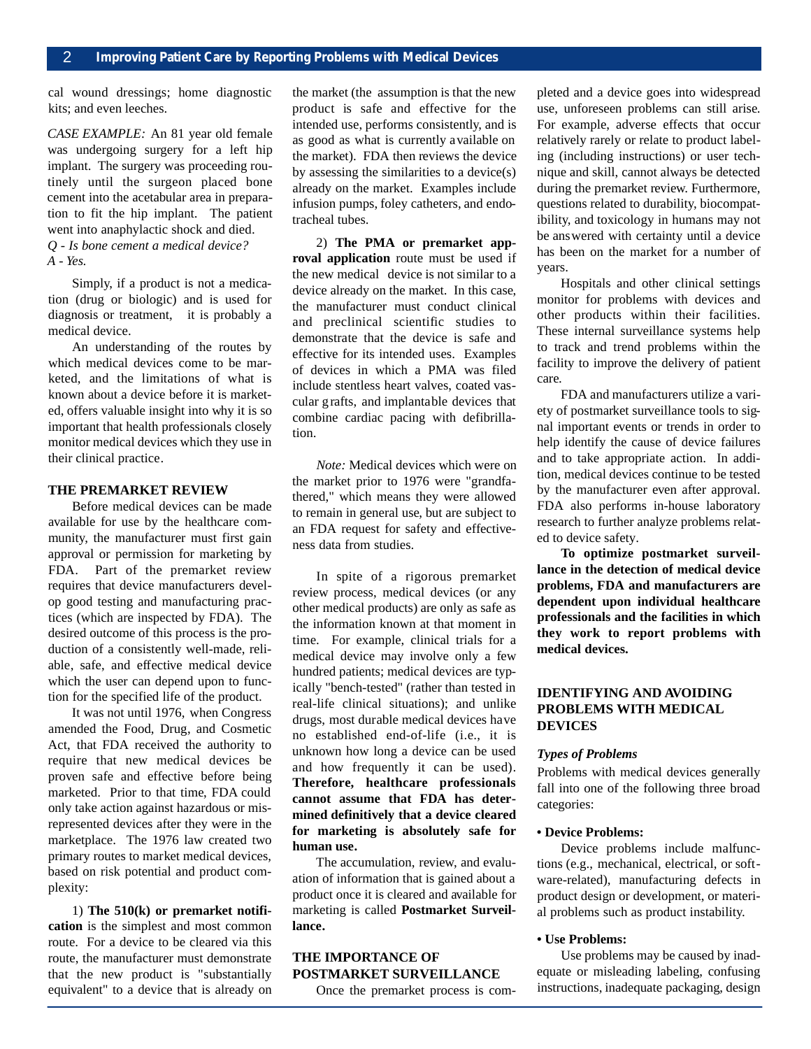cal wound dressings; home diagnostic kits; and even leeches.

*CASE EXAMPLE:* An 81 year old female was undergoing surgery for a left hip implant. The surgery was proceeding routinely until the surgeon placed bone cement into the acetabular area in preparation to fit the hip implant. The patient went into anaphylactic shock and died.
*Q - Is bone cement a medical device?*
*A - Yes.*

Simply, if a product is not a medication (drug or biologic) and is used for diagnosis or treatment, it is probably a medical device.

An understanding of the routes by which medical devices come to be marketed, and the limitations of what is known about a device before it is marketed, offers valuable insight into why it is so important that health professionals closely monitor medical devices which they use in their clinical practice.

## THE PREMARKET REVIEW

Before medical devices can be made available for use by the healthcare community, the manufacturer must first gain approval or permission for marketing by FDA. Part of the premarket review requires that device manufacturers develop good testing and manufacturing practices (which are inspected by FDA). The desired outcome of this process is the production of a consistently well-made, reliable, safe, and effective medical device which the user can depend upon to function for the specified life of the product.

It was not until 1976, when Congress amended the Food, Drug, and Cosmetic Act, that FDA received the authority to require that new medical devices be proven safe and effective before being marketed. Prior to that time, FDA could only take action against hazardous or misrepresented devices after they were in the marketplace. The 1976 law created two primary routes to market medical devices, based on risk potential and product complexity:

1) **The 510(k) or premarket notification** is the simplest and most common route. For a device to be cleared via this route, the manufacturer must demonstrate that the new product is "substantially equivalent" to a device that is already on the market (the assumption is that the new product is safe and effective for the intended use, performs consistently, and is as good as what is currently available on the market). FDA then reviews the device by assessing the similarities to a device(s) already on the market. Examples include infusion pumps, foley catheters, and endotracheal tubes.

2) **The PMA or premarket approval application** route must be used if the new medical device is not similar to a device already on the market. In this case, the manufacturer must conduct clinical and preclinical scientific studies to demonstrate that the device is safe and effective for its intended uses. Examples of devices in which a PMA was filed include stentless heart valves, coated vascular grafts, and implantable devices that combine cardiac pacing with defibrillation.

*Note:* Medical devices which were on the market prior to 1976 were "grandfathered," which means they were allowed to remain in general use, but are subject to an FDA request for safety and effectiveness data from studies.

In spite of a rigorous premarket review process, medical devices (or any other medical products) are only as safe as the information known at that moment in time. For example, clinical trials for a medical device may involve only a few hundred patients; medical devices are typically "bench-tested" (rather than tested in real-life clinical situations); and unlike drugs, most durable medical devices have no established end-of-life (i.e., it is unknown how long a device can be used and how frequently it can be used). **Therefore, healthcare professionals cannot assume that FDA has determined definitively that a device cleared for marketing is absolutely safe for human use.**

The accumulation, review, and evaluation of information that is gained about a product once it is cleared and available for marketing is called **Postmarket Surveillance.**

## THE IMPORTANCE OF POSTMARKET SURVEILLANCE

Once the premarket process is completed and a device goes into widespread use, unforeseen problems can still arise. For example, adverse effects that occur relatively rarely or relate to product labeling (including instructions) or user technique and skill, cannot always be detected during the premarket review. Furthermore, questions related to durability, biocompatibility, and toxicology in humans may not be answered with certainty until a device has been on the market for a number of years.

Hospitals and other clinical settings monitor for problems with devices and other products within their facilities. These internal surveillance systems help to track and trend problems within the facility to improve the delivery of patient care.

FDA and manufacturers utilize a variety of postmarket surveillance tools to signal important events or trends in order to help identify the cause of device failures and to take appropriate action. In addition, medical devices continue to be tested by the manufacturer even after approval. FDA also performs in-house laboratory research to further analyze problems related to device safety.

**To optimize postmarket surveillance in the detection of medical device problems, FDA and manufacturers are dependent upon individual healthcare professionals and the facilities in which they work to report problems with medical devices.**

## IDENTIFYING AND AVOIDING PROBLEMS WITH MEDICAL DEVICES

### *Types of Problems*

Problems with medical devices generally fall into one of the following three broad categories:

**• Device Problems:**

Device problems include malfunctions (e.g., mechanical, electrical, or software-related), manufacturing defects in product design or development, or material problems such as product instability.

**• Use Problems:**

Use problems may be caused by inadequate or misleading labeling, confusing instructions, inadequate packaging, design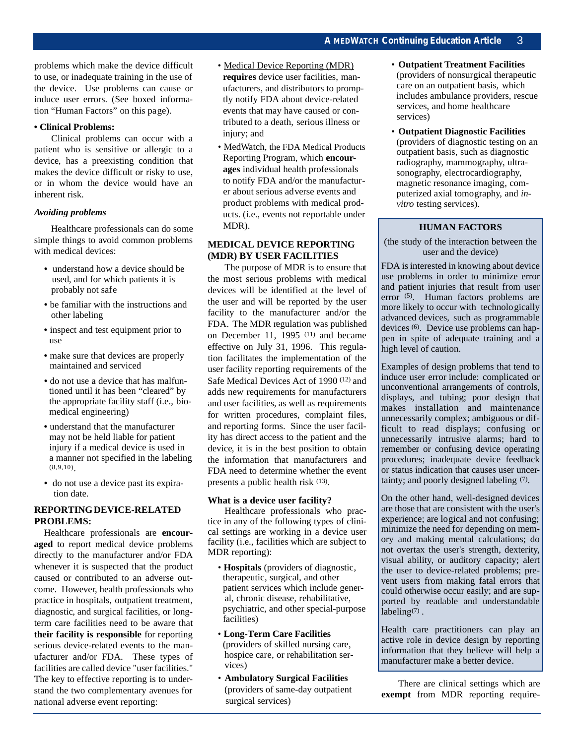problems which make the device difficult to use, or inadequate training in the use of the device. Use problems can cause or induce user errors. (See boxed information "Human Factors" on this page).

**• Clinical Problems:**

Clinical problems can occur with a patient who is sensitive or allergic to a device, has a preexisting condition that makes the device difficult or risky to use, or in whom the device would have an inherent risk.

### *Avoiding problems*

Healthcare professionals can do some simple things to avoid common problems with medical devices:

- understand how a device should be used, and for which patients it is probably not safe
- be familiar with the instructions and other labeling
- inspect and test equipment prior to use
- make sure that devices are properly maintained and serviced
- do not use a device that has malfunctioned until it has been "cleared" by the appropriate facility staff (i.e., biomedical engineering)
- understand that the manufacturer may not be held liable for patient injury if a medical device is used in a manner not specified in the labeling [8,9,10].
- do not use a device past its expiration date.

## REPORTING DEVICE-RELATED PROBLEMS:

Healthcare professionals are **encouraged** to report medical device problems directly to the manufacturer and/or FDA whenever it is suspected that the product caused or contributed to an adverse outcome. However, health professionals who practice in hospitals, outpatient treatment, diagnostic, and surgical facilities, or long-term care facilities need to be aware that **their facility is responsible** for reporting serious device-related events to the manufacturer and/or FDA. These types of facilities are called device "user facilities." The key to effective reporting is to understand the two complementary avenues for national adverse event reporting:

- Medical Device Reporting (MDR) **requires** device user facilities, manufacturers, and distributors to promptly notify FDA about device-related events that may have caused or contributed to a death, serious illness or injury; and
- MedWatch, the FDA Medical Products Reporting Program, which **encourages** individual health professionals to notify FDA and/or the manufacturer about serious adverse events and product problems with medical products. (i.e., events not reportable under MDR).

## MEDICAL DEVICE REPORTING (MDR) BY USER FACILITIES

The purpose of MDR is to ensure that the most serious problems with medical devices will be identified at the level of the user and will be reported by the user facility to the manufacturer and/or the FDA. The MDR regulation was published on December 11, 1995 [11] and became effective on July 31, 1996. This regulation facilitates the implementation of the user facility reporting requirements of the Safe Medical Devices Act of 1990 [12] and adds new requirements for manufacturers and user facilities, as well as requirements for written procedures, complaint files, and reporting forms. Since the user facility has direct access to the patient and the device, it is in the best position to obtain the information that manufacturers and FDA need to determine whether the event presents a public health risk [13].

### What is a device user facility?

Healthcare professionals who practice in any of the following types of clinical settings are working in a device user facility (i.e., facilities which are subject to MDR reporting):

- **Hospitals** (providers of diagnostic, therapeutic, surgical, and other patient services which include general, chronic disease, rehabilitative, psychiatric, and other special-purpose facilities)
- **Long-Term Care Facilities** (providers of skilled nursing care, hospice care, or rehabilitation services)
- **Ambulatory Surgical Facilities** (providers of same-day outpatient surgical services)
- **Outpatient Treatment Facilities** (providers of nonsurgical therapeutic care on an outpatient basis, which includes ambulance providers, rescue services, and home healthcare services)
- **Outpatient Diagnostic Facilities** (providers of diagnostic testing on an outpatient basis, such as diagnostic radiography, mammography, ultrasonography, electrocardiography, magnetic resonance imaging, computerized axial tomography, and *in-vitro* testing services).

> **HUMAN FACTORS**
>
> (the study of the interaction between the user and the device)
>
> FDA is interested in knowing about device use problems in order to minimize error and patient injuries that result from user error [5]. Human factors problems are more likely to occur with technologically advanced devices, such as programmable devices [6]. Device use problems can happen in spite of adequate training and a high level of caution.
>
> Examples of design problems that tend to induce user error include: complicated or unconventional arrangements of controls, displays, and tubing; poor design that makes installation and maintenance unnecessarily complex; ambiguous or difficult to read displays; confusing or unnecessarily intrusive alarms; hard to remember or confusing device operating procedures; inadequate device feedback or status indication that causes user uncertainty; and poorly designed labeling [7].
>
> On the other hand, well-designed devices are those that are consistent with the user's experience; are logical and not confusing; minimize the need for depending on memory and making mental calculations; do not overtax the user's strength, dexterity, visual ability, or auditory capacity; alert the user to device-related problems; prevent users from making fatal errors that could otherwise occur easily; and are supported by readable and understandable labeling[7].
>
> Health care practitioners can play an active role in device design by reporting information that they believe will help a manufacturer make a better device.

There are clinical settings which are **exempt** from MDR reporting require-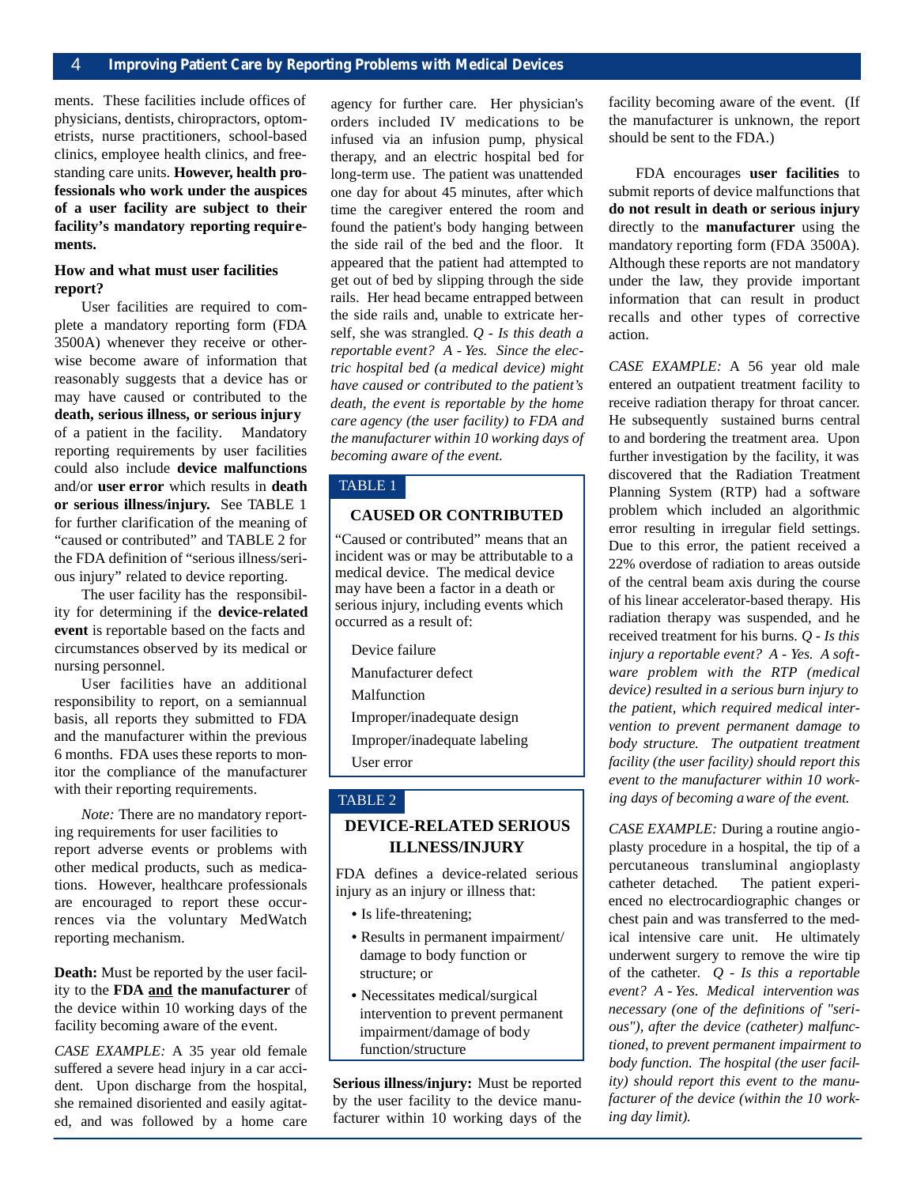ments. These facilities include offices of physicians, dentists, chiropractors, optometrists, nurse practitioners, school-based clinics, employee health clinics, and freestanding care units. **However, health professionals who work under the auspices of a user facility are subject to their facility's mandatory reporting requirements.**

**How and what must user facilities report?**

User facilities are required to complete a mandatory reporting form (FDA 3500A) whenever they receive or otherwise become aware of information that reasonably suggests that a device has or may have caused or contributed to the **death, serious illness, or serious injury** of a patient in the facility. Mandatory reporting requirements by user facilities could also include **device malfunctions** and/or **user error** which results in **death or serious illness/injury.** See TABLE 1 for further clarification of the meaning of "caused or contributed" and TABLE 2 for the FDA definition of "serious illness/serious injury" related to device reporting.

The user facility has the responsibility for determining if the **device-related event** is reportable based on the facts and circumstances observed by its medical or nursing personnel.

User facilities have an additional responsibility to report, on a semiannual basis, all reports they submitted to FDA and the manufacturer within the previous 6 months. FDA uses these reports to monitor the compliance of the manufacturer with their reporting requirements.

*Note:* There are no mandatory reporting requirements for user facilities to report adverse events or problems with other medical products, such as medications. However, healthcare professionals are encouraged to report these occurrences via the voluntary MedWatch reporting mechanism.

**Death:** Must be reported by the user facility to the **FDA <u>and</u> the manufacturer** of the device within 10 working days of the facility becoming aware of the event.

*CASE EXAMPLE:* A 35 year old female suffered a severe head injury in a car accident. Upon discharge from the hospital, she remained disoriented and easily agitated, and was followed by a home care agency for further care. Her physician's orders included IV medications to be infused via an infusion pump, physical therapy, and an electric hospital bed for long-term use. The patient was unattended one day for about 45 minutes, after which time the caregiver entered the room and found the patient's body hanging between the side rail of the bed and the floor. It appeared that the patient had attempted to get out of bed by slipping through the side rails. Her head became entrapped between the side rails and, unable to extricate herself, she was strangled. *Q - Is this death a reportable event? A - Yes. Since the electric hospital bed (a medical device) might have caused or contributed to the patient's death, the event is reportable by the home care agency (the user facility) to FDA and the manufacturer within 10 working days of becoming aware of the event.*

**TABLE 1**

**CAUSED OR CONTRIBUTED**

"Caused or contributed" means that an incident was or may be attributable to a medical device. The medical device may have been a factor in a death or serious injury, including events which occurred as a result of:

- Device failure
- Manufacturer defect
- Malfunction
- Improper/inadequate design
- Improper/inadequate labeling
- User error

**TABLE 2**

**DEVICE-RELATED SERIOUS ILLNESS/INJURY**

FDA defines a device-related serious injury as an injury or illness that:

- Is life-threatening;
- Results in permanent impairment/ damage to body function or structure; or
- Necessitates medical/surgical intervention to prevent permanent impairment/damage of body function/structure

**Serious illness/injury:** Must be reported by the user facility to the device manufacturer within 10 working days of the facility becoming aware of the event. (If the manufacturer is unknown, the report should be sent to the FDA.)

FDA encourages **user facilities** to submit reports of device malfunctions that **do not result in death or serious injury** directly to the **manufacturer** using the mandatory reporting form (FDA 3500A). Although these reports are not mandatory under the law, they provide important information that can result in product recalls and other types of corrective action.

*CASE EXAMPLE:* A 56 year old male entered an outpatient treatment facility to receive radiation therapy for throat cancer. He subsequently sustained burns central to and bordering the treatment area. Upon further investigation by the facility, it was discovered that the Radiation Treatment Planning System (RTP) had a software problem which included an algorithmic error resulting in irregular field settings. Due to this error, the patient received a 22% overdose of radiation to areas outside of the central beam axis during the course of his linear accelerator-based therapy. His radiation therapy was suspended, and he received treatment for his burns. *Q - Is this injury a reportable event? A - Yes. A software problem with the RTP (medical device) resulted in a serious burn injury to the patient, which required medical intervention to prevent permanent damage to body structure. The outpatient treatment facility (the user facility) should report this event to the manufacturer within 10 working days of becoming aware of the event.*

*CASE EXAMPLE:* During a routine angioplasty procedure in a hospital, the tip of a percutaneous transluminal angioplasty catheter detached. The patient experienced no electrocardiographic changes or chest pain and was transferred to the medical intensive care unit. He ultimately underwent surgery to remove the wire tip of the catheter. *Q - Is this a reportable event? A - Yes. Medical intervention was necessary (one of the definitions of "serious"), after the device (catheter) malfunctioned, to prevent permanent impairment to body function. The hospital (the user facility) should report this event to the manufacturer of the device (within the 10 working day limit).*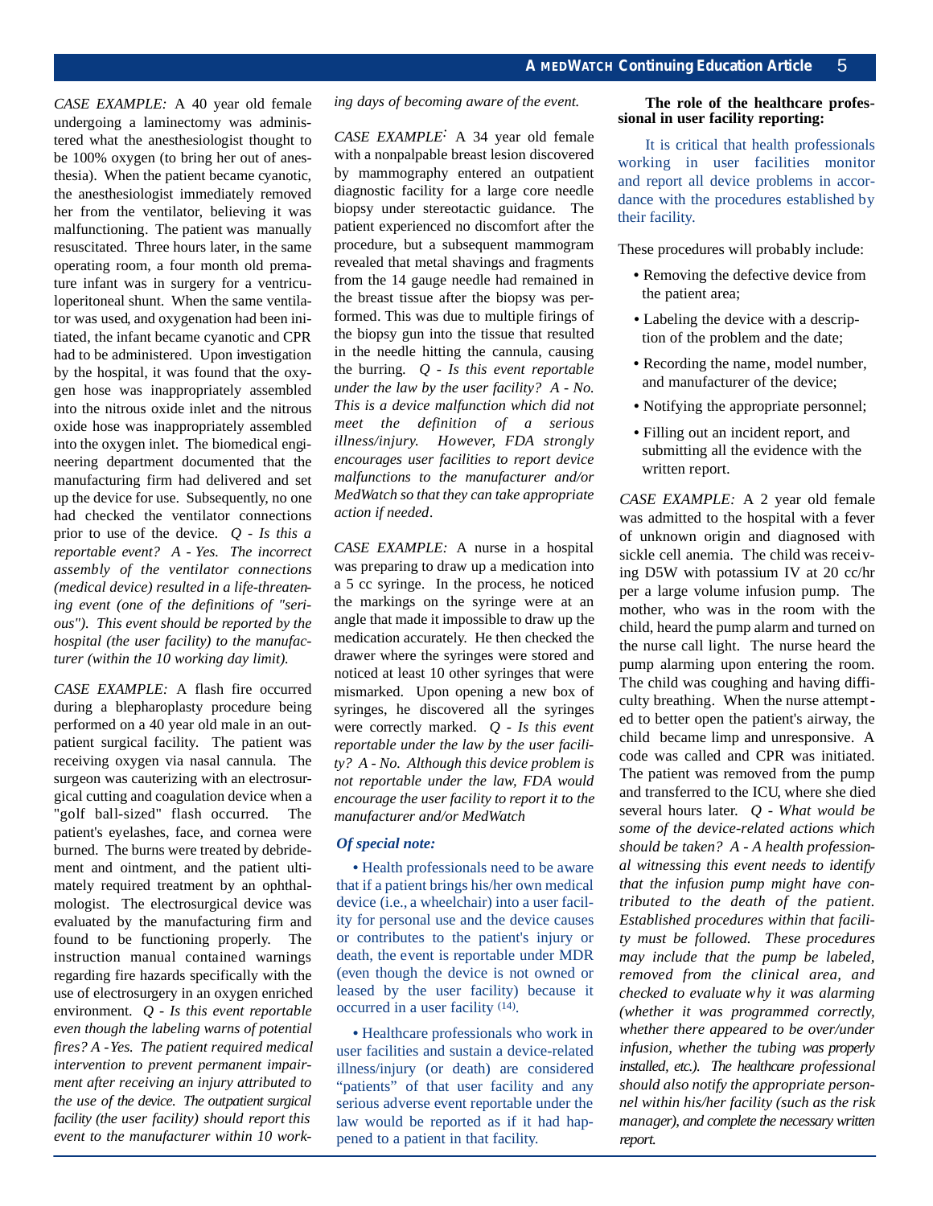*CASE EXAMPLE:* A 40 year old female undergoing a laminectomy was administered what the anesthesiologist thought to be 100% oxygen (to bring her out of anesthesia). When the patient became cyanotic, the anesthesiologist immediately removed her from the ventilator, believing it was malfunctioning. The patient was manually resuscitated. Three hours later, in the same operating room, a four month old premature infant was in surgery for a ventriculoperitoneal shunt. When the same ventilator was used, and oxygenation had been initiated, the infant became cyanotic and CPR had to be administered. Upon investigation by the hospital, it was found that the oxygen hose was inappropriately assembled into the nitrous oxide inlet and the nitrous oxide hose was inappropriately assembled into the oxygen inlet. The biomedical engineering department documented that the manufacturing firm had delivered and set up the device for use. Subsequently, no one had checked the ventilator connections prior to use of the device. *Q - Is this a reportable event? A - Yes. The incorrect assembly of the ventilator connections (medical device) resulted in a life-threatening event (one of the definitions of "serious"). This event should be reported by the hospital (the user facility) to the manufacturer (within the 10 working day limit).*

*CASE EXAMPLE:* A flash fire occurred during a blepharoplasty procedure being performed on a 40 year old male in an outpatient surgical facility. The patient was receiving oxygen via nasal cannula. The surgeon was cauterizing with an electrosurgical cutting and coagulation device when a "golf ball-sized" flash occurred. The patient's eyelashes, face, and cornea were burned. The burns were treated by debridement and ointment, and the patient ultimately required treatment by an ophthalmologist. The electrosurgical device was evaluated by the manufacturing firm and found to be functioning properly. The instruction manual contained warnings regarding fire hazards specifically with the use of electrosurgery in an oxygen enriched environment. *Q - Is this event reportable even though the labeling warns of potential fires? A - Yes. The patient required medical intervention to prevent permanent impairment after receiving an injury attributed to the use of the device. The outpatient surgical facility (the user facility) should report this event to the manufacturer within 10 working days of becoming aware of the event.*

*CASE EXAMPLE:* A 34 year old female with a nonpalpable breast lesion discovered by mammography entered an outpatient diagnostic facility for a large core needle biopsy under stereotactic guidance. The patient experienced no discomfort after the procedure, but a subsequent mammogram revealed that metal shavings and fragments from the 14 gauge needle had remained in the breast tissue after the biopsy was performed. This was due to multiple firings of the biopsy gun into the tissue that resulted in the needle hitting the cannula, causing the burring. *Q - Is this event reportable under the law by the user facility? A - No. This is a device malfunction which did not meet the definition of a serious illness/injury. However, FDA strongly encourages user facilities to report device malfunctions to the manufacturer and/or MedWatch so that they can take appropriate action if needed.*

*CASE EXAMPLE:* A nurse in a hospital was preparing to draw up a medication into a 5 cc syringe. In the process, he noticed the markings on the syringe were at an angle that made it impossible to draw up the medication accurately. He then checked the drawer where the syringes were stored and noticed at least 10 other syringes that were mismarked. Upon opening a new box of syringes, he discovered all the syringes were correctly marked. *Q - Is this event reportable under the law by the user facility? A - No. Although this device problem is not reportable under the law, FDA would encourage the user facility to report it to the manufacturer and/or MedWatch*

***Of special note:***

- Health professionals need to be aware that if a patient brings his/her own medical device (i.e., a wheelchair) into a user facility for personal use and the device causes or contributes to the patient's injury or death, the event is reportable under MDR (even though the device is not owned or leased by the user facility) because it occurred in a user facility [14].
- Healthcare professionals who work in user facilities and sustain a device-related illness/injury (or death) are considered "patients" of that user facility and any serious adverse event reportable under the law would be reported as if it had happened to a patient in that facility.

**The role of the healthcare professional in user facility reporting:**

It is critical that health professionals working in user facilities monitor and report all device problems in accordance with the procedures established by their facility.

These procedures will probably include:

- Removing the defective device from the patient area;
- Labeling the device with a description of the problem and the date;
- Recording the name, model number, and manufacturer of the device;
- Notifying the appropriate personnel;
- Filling out an incident report, and submitting all the evidence with the written report.

*CASE EXAMPLE:* A 2 year old female was admitted to the hospital with a fever of unknown origin and diagnosed with sickle cell anemia. The child was receiving D5W with potassium IV at 20 cc/hr per a large volume infusion pump. The mother, who was in the room with the child, heard the pump alarm and turned on the nurse call light. The nurse heard the pump alarming upon entering the room. The child was coughing and having difficulty breathing. When the nurse attempted to better open the patient's airway, the child became limp and unresponsive. A code was called and CPR was initiated. The patient was removed from the pump and transferred to the ICU, where she died several hours later. *Q - What would be some of the device-related actions which should be taken? A - A health professional witnessing this event needs to identify that the infusion pump might have contributed to the death of the patient. Established procedures within that facility must be followed. These procedures may include that the pump be labeled, removed from the clinical area, and checked to evaluate why it was alarming (whether it was programmed correctly, whether there appeared to be over/under infusion, whether the tubing was properly installed, etc.). The healthcare professional should also notify the appropriate personnel within his/her facility (such as the risk manager), and complete the necessary written report.*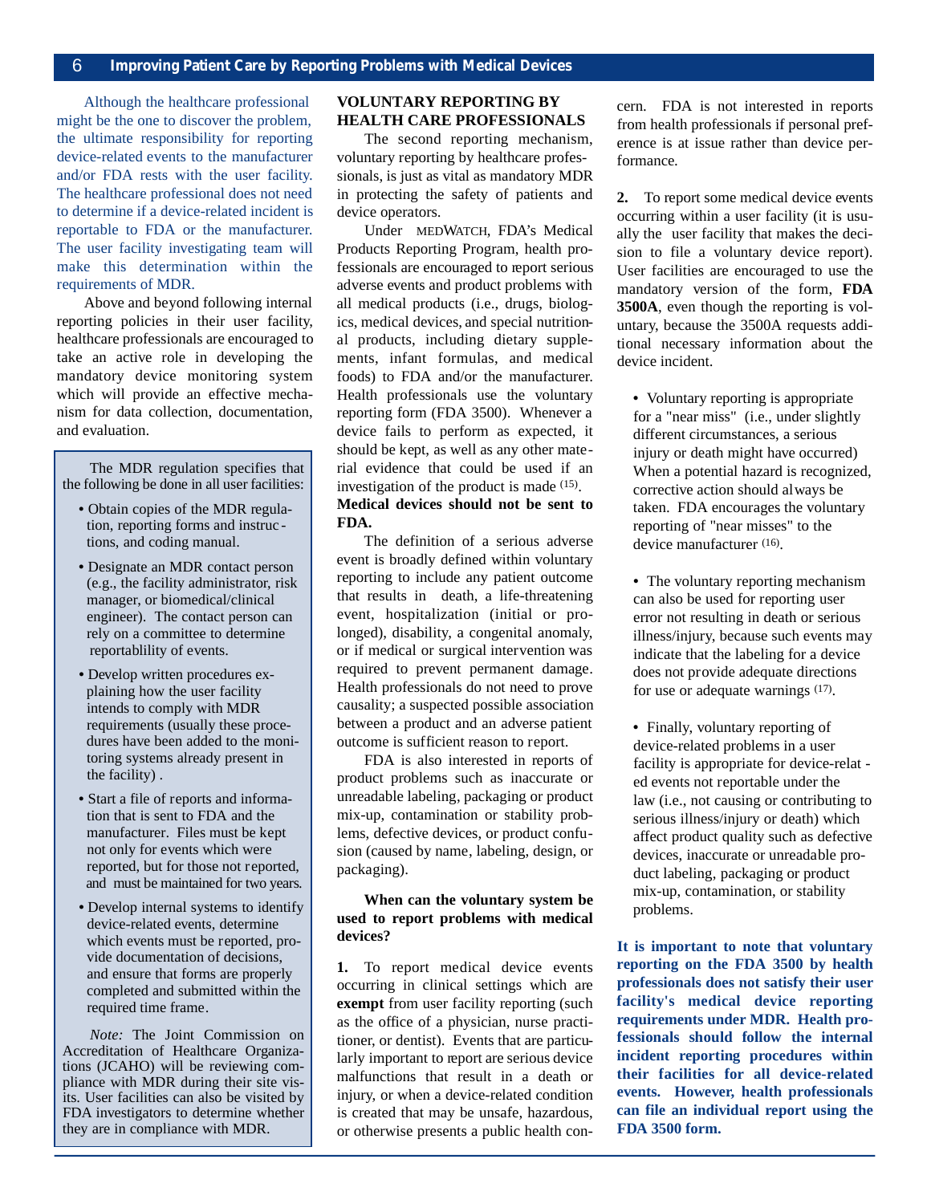Although the healthcare professional might be the one to discover the problem, the ultimate responsibility for reporting device-related events to the manufacturer and/or FDA rests with the user facility. The healthcare professional does not need to determine if a device-related incident is reportable to FDA or the manufacturer. The user facility investigating team will make this determination within the requirements of MDR.

Above and beyond following internal reporting policies in their user facility, healthcare professionals are encouraged to take an active role in developing the mandatory device monitoring system which will provide an effective mechanism for data collection, documentation, and evaluation.

> The MDR regulation specifies that the following be done in all user facilities:
>
> - Obtain copies of the MDR regulation, reporting forms and instructions, and coding manual.
> - Designate an MDR contact person (e.g., the facility administrator, risk manager, or biomedical/clinical engineer). The contact person can rely on a committee to determine reportablility of events.
> - Develop written procedures explaining how the user facility intends to comply with MDR requirements (usually these procedures have been added to the monitoring systems already present in the facility) .
> - Start a file of reports and information that is sent to FDA and the manufacturer. Files must be kept not only for events which were reported, but for those not reported, and must be maintained for two years.
> - Develop internal systems to identify device-related events, determine which events must be reported, provide documentation of decisions, and ensure that forms are properly completed and submitted within the required time frame.
>
> *Note:* The Joint Commission on Accreditation of Healthcare Organizations (JCAHO) will be reviewing compliance with MDR during their site visits. User facilities can also be visited by FDA investigators to determine whether they are in compliance with MDR.

## VOLUNTARY REPORTING BY HEALTH CARE PROFESSIONALS

The second reporting mechanism, voluntary reporting by healthcare professionals, is just as vital as mandatory MDR in protecting the safety of patients and device operators.

Under MEDWATCH, FDA's Medical Products Reporting Program, health professionals are encouraged to report serious adverse events and product problems with all medical products (i.e., drugs, biologics, medical devices, and special nutritional products, including dietary supplements, infant formulas, and medical foods) to FDA and/or the manufacturer. Health professionals use the voluntary reporting form (FDA 3500). Whenever a device fails to perform as expected, it should be kept, as well as any other material evidence that could be used if an investigation of the product is made [15]. **Medical devices should not be sent to FDA.**

The definition of a serious adverse event is broadly defined within voluntary reporting to include any patient outcome that results in death, a life-threatening event, hospitalization (initial or prolonged), disability, a congenital anomaly, or if medical or surgical intervention was required to prevent permanent damage. Health professionals do not need to prove causality; a suspected possible association between a product and an adverse patient outcome is sufficient reason to report.

FDA is also interested in reports of product problems such as inaccurate or unreadable labeling, packaging or product mix-up, contamination or stability problems, defective devices, or product confusion (caused by name, labeling, design, or packaging).

**When can the voluntary system be used to report problems with medical devices?**

**1.** To report medical device events occurring in clinical settings which are **exempt** from user facility reporting (such as the office of a physician, nurse practitioner, or dentist). Events that are particularly important to report are serious device malfunctions that result in a death or injury, or when a device-related condition is created that may be unsafe, hazardous, or otherwise presents a public health concern. FDA is not interested in reports from health professionals if personal preference is at issue rather than device performance.

**2.** To report some medical device events occurring within a user facility (it is usually the user facility that makes the decision to file a voluntary device report). User facilities are encouraged to use the mandatory version of the form, **FDA 3500A**, even though the reporting is voluntary, because the 3500A requests additional necessary information about the device incident.

- Voluntary reporting is appropriate for a "near miss" (i.e., under slightly different circumstances, a serious injury or death might have occurred) When a potential hazard is recognized, corrective action should always be taken. FDA encourages the voluntary reporting of "near misses" to the device manufacturer [16].

- The voluntary reporting mechanism can also be used for reporting user error not resulting in death or serious illness/injury, because such events may indicate that the labeling for a device does not provide adequate directions for use or adequate warnings [17].

- Finally, voluntary reporting of device-related problems in a user facility is appropriate for device-related events not reportable under the law (i.e., not causing or contributing to serious illness/injury or death) which affect product quality such as defective devices, inaccurate or unreadable product labeling, packaging or product mix-up, contamination, or stability problems.

**It is important to note that voluntary reporting on the FDA 3500 by health professionals does not satisfy their user facility's medical device reporting requirements under MDR. Health professionals should follow the internal incident reporting procedures within their facilities for all device-related events. However, health professionals can file an individual report using the FDA 3500 form.**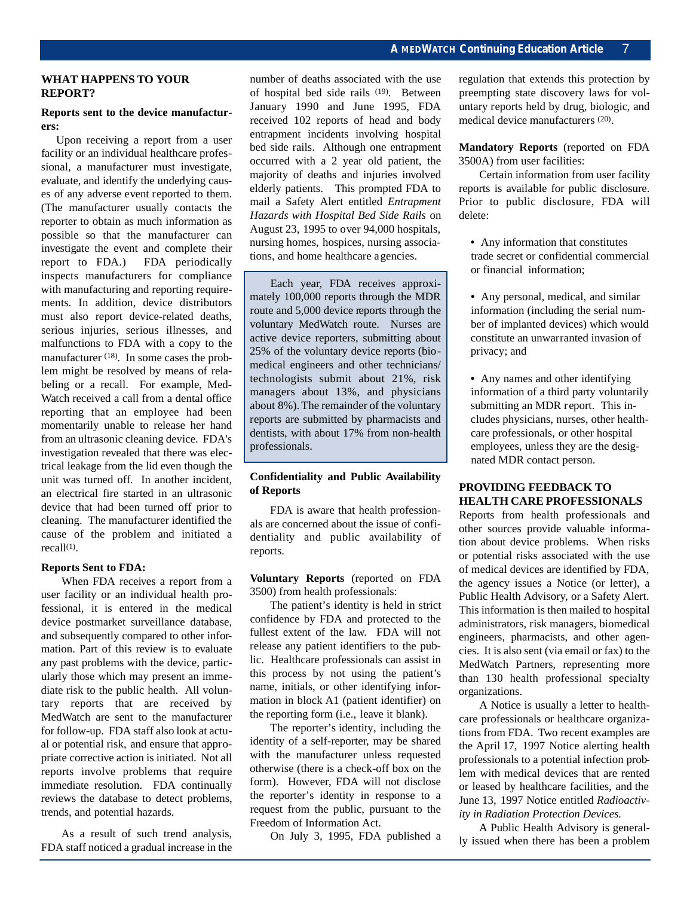## WHAT HAPPENS TO YOUR REPORT?

### Reports sent to the device manufacturers:

Upon receiving a report from a user facility or an individual healthcare professional, a manufacturer must investigate, evaluate, and identify the underlying causes of any adverse event reported to them. (The manufacturer usually contacts the reporter to obtain as much information as possible so that the manufacturer can investigate the event and complete their report to FDA.) FDA periodically inspects manufacturers for compliance with manufacturing and reporting requirements. In addition, device distributors must also report device-related deaths, serious injuries, serious illnesses, and malfunctions to FDA with a copy to the manufacturer [18]. In some cases the problem might be resolved by means of relabeling or a recall. For example, MedWatch received a call from a dental office reporting that an employee had been momentarily unable to release her hand from an ultrasonic cleaning device. FDA's investigation revealed that there was electrical leakage from the lid even though the unit was turned off. In another incident, an electrical fire started in an ultrasonic device that had been turned off prior to cleaning. The manufacturer identified the cause of the problem and initiated a recall[1].

### Reports Sent to FDA:

When FDA receives a report from a user facility or an individual health professional, it is entered in the medical device postmarket surveillance database, and subsequently compared to other information. Part of this review is to evaluate any past problems with the device, particularly those which may present an immediate risk to the public health. All voluntary reports that are received by MedWatch are sent to the manufacturer for follow-up. FDA staff also look at actual or potential risk, and ensure that appropriate corrective action is initiated. Not all reports involve problems that require immediate resolution. FDA continually reviews the database to detect problems, trends, and potential hazards.

As a result of such trend analysis, FDA staff noticed a gradual increase in the number of deaths associated with the use of hospital bed side rails [19]. Between January 1990 and June 1995, FDA received 102 reports of head and body entrapment incidents involving hospital bed side rails. Although one entrapment occurred with a 2 year old patient, the majority of deaths and injuries involved elderly patients. This prompted FDA to mail a Safety Alert entitled *Entrapment Hazards with Hospital Bed Side Rails* on August 23, 1995 to over 94,000 hospitals, nursing homes, hospices, nursing associations, and home healthcare agencies.

> Each year, FDA receives approximately 100,000 reports through the MDR route and 5,000 device reports through the voluntary MedWatch route. Nurses are active device reporters, submitting about 25% of the voluntary device reports (biomedical engineers and other technicians/technologists submit about 21%, risk managers about 13%, and physicians about 8%). The remainder of the voluntary reports are submitted by pharmacists and dentists, with about 17% from non-health professionals.

### Confidentiality and Public Availability of Reports

FDA is aware that health professionals are concerned about the issue of confidentiality and public availability of reports.

**Voluntary Reports** (reported on FDA 3500) from health professionals:

The patient's identity is held in strict confidence by FDA and protected to the fullest extent of the law. FDA will not release any patient identifiers to the public. Healthcare professionals can assist in this process by not using the patient's name, initials, or other identifying information in block A1 (patient identifier) on the reporting form (i.e., leave it blank).

The reporter's identity, including the identity of a self-reporter, may be shared with the manufacturer unless requested otherwise (there is a check-off box on the form). However, FDA will not disclose the reporter's identity in response to a request from the public, pursuant to the Freedom of Information Act.

On July 3, 1995, FDA published a regulation that extends this protection by preempting state discovery laws for voluntary reports held by drug, biologic, and medical device manufacturers [20].

**Mandatory Reports** (reported on FDA 3500A) from user facilities:

Certain information from user facility reports is available for public disclosure. Prior to public disclosure, FDA will delete:

- Any information that constitutes trade secret or confidential commercial or financial information;
- Any personal, medical, and similar information (including the serial number of implanted devices) which would constitute an unwarranted invasion of privacy; and
- Any names and other identifying information of a third party voluntarily submitting an MDR report. This includes physicians, nurses, other healthcare professionals, or other hospital employees, unless they are the designated MDR contact person.

## PROVIDING FEEDBACK TO HEALTH CARE PROFESSIONALS

Reports from health professionals and other sources provide valuable information about device problems. When risks or potential risks associated with the use of medical devices are identified by FDA, the agency issues a Notice (or letter), a Public Health Advisory, or a Safety Alert. This information is then mailed to hospital administrators, risk managers, biomedical engineers, pharmacists, and other agencies. It is also sent (via email or fax) to the MedWatch Partners, representing more than 130 health professional specialty organizations.

A Notice is usually a letter to healthcare professionals or healthcare organizations from FDA. Two recent examples are the April 17, 1997 Notice alerting health professionals to a potential infection problem with medical devices that are rented or leased by healthcare facilities, and the June 13, 1997 Notice entitled *Radioactivity in Radiation Protection Devices.*

A Public Health Advisory is generally issued when there has been a problem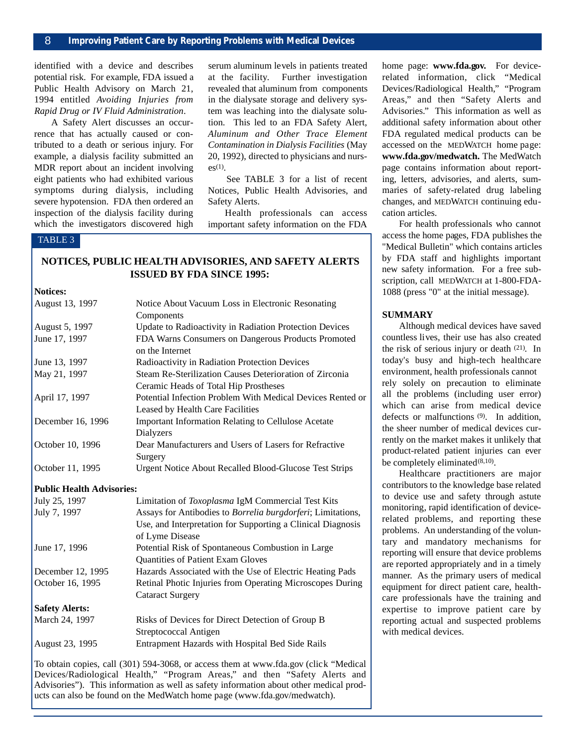identified with a device and describes potential risk. For example, FDA issued a Public Health Advisory on March 21, 1994 entitled *Avoiding Injuries from Rapid Drug or IV Fluid Administration*.

A Safety Alert discusses an occurrence that has actually caused or contributed to a death or serious injury. For example, a dialysis facility submitted an MDR report about an incident involving eight patients who had exhibited various symptoms during dialysis, including severe hypotension. FDA then ordered an inspection of the dialysis facility during which the investigators discovered high serum aluminum levels in patients treated at the facility. Further investigation revealed that aluminum from components in the dialysate storage and delivery system was leaching into the dialysate solution. This led to an FDA Safety Alert, *Aluminum and Other Trace Element Contamination in Dialysis Facilities* (May 20, 1992), directed to physicians and nurses[1].

See TABLE 3 for a list of recent Notices, Public Health Advisories, and Safety Alerts.

Health professionals can access important safety information on the FDA home page: **www.fda.gov.** For device-related information, click "Medical Devices/Radiological Health," "Program Areas," and then "Safety Alerts and Advisories." This information as well as additional safety information about other FDA regulated medical products can be accessed on the MEDWATCH home page: **www.fda.gov/medwatch.** The MedWatch page contains information about reporting, letters, advisories, and alerts, summaries of safety-related drug labeling changes, and MEDWATCH continuing education articles.

For health professionals who cannot access the home pages, FDA publishes the "Medical Bulletin" which contains articles by FDA staff and highlights important new safety information. For a free subscription, call MEDWATCH at 1-800-FDA-1088 (press "0" at the initial message).

TABLE 3

**NOTICES, PUBLIC HEALTH ADVISORIES, AND SAFETY ALERTS ISSUED BY FDA SINCE 1995:**

| Date | Title |
|---|---|
| **Notices:** | |
| August 13, 1997 | Notice About Vacuum Loss in Electronic Resonating Components |
| August 5, 1997 | Update to Radioactivity in Radiation Protection Devices |
| June 17, 1997 | FDA Warns Consumers on Dangerous Products Promoted on the Internet |
| June 13, 1997 | Radioactivity in Radiation Protection Devices |
| May 21, 1997 | Steam Re-Sterilization Causes Deterioration of Zirconia Ceramic Heads of Total Hip Prostheses |
| April 17, 1997 | Potential Infection Problem With Medical Devices Rented or Leased by Health Care Facilities |
| December 16, 1996 | Important Information Relating to Cellulose Acetate Dialyzers |
| October 10, 1996 | Dear Manufacturers and Users of Lasers for Refractive Surgery |
| October 11, 1995 | Urgent Notice About Recalled Blood-Glucose Test Strips |
| **Public Health Advisories:** | |
| July 25, 1997 | Limitation of *Toxoplasma* IgM Commercial Test Kits |
| July 7, 1997 | Assays for Antibodies to *Borrelia burgdorferi*; Limitations, Use, and Interpretation for Supporting a Clinical Diagnosis of Lyme Disease |
| June 17, 1996 | Potential Risk of Spontaneous Combustion in Large Quantities of Patient Exam Gloves |
| December 12, 1995 | Hazards Associated with the Use of Electric Heating Pads |
| October 16, 1995 | Retinal Photic Injuries from Operating Microscopes During Cataract Surgery |
| **Safety Alerts:** | |
| March 24, 1997 | Risks of Devices for Direct Detection of Group B Streptococcal Antigen |
| August 23, 1995 | Entrapment Hazards with Hospital Bed Side Rails |

To obtain copies, call (301) 594-3068, or access them at www.fda.gov (click "Medical Devices/Radiological Health," "Program Areas," and then "Safety Alerts and Advisories"). This information as well as safety information about other medical products can also be found on the MedWatch home page (www.fda.gov/medwatch).

**SUMMARY**

Although medical devices have saved countless lives, their use has also created the risk of serious injury or death [21]. In today's busy and high-tech healthcare environment, health professionals cannot rely solely on precaution to eliminate all the problems (including user error) which can arise from medical device defects or malfunctions [9]. In addition, the sheer number of medical devices currently on the market makes it unlikely that product-related patient injuries can ever be completely eliminated[8,10].

Healthcare practitioners are major contributors to the knowledge base related to device use and safety through astute monitoring, rapid identification of device-related problems, and reporting these problems. An understanding of the voluntary and mandatory mechanisms for reporting will ensure that device problems are reported appropriately and in a timely manner. As the primary users of medical equipment for direct patient care, healthcare professionals have the training and expertise to improve patient care by reporting actual and suspected problems with medical devices.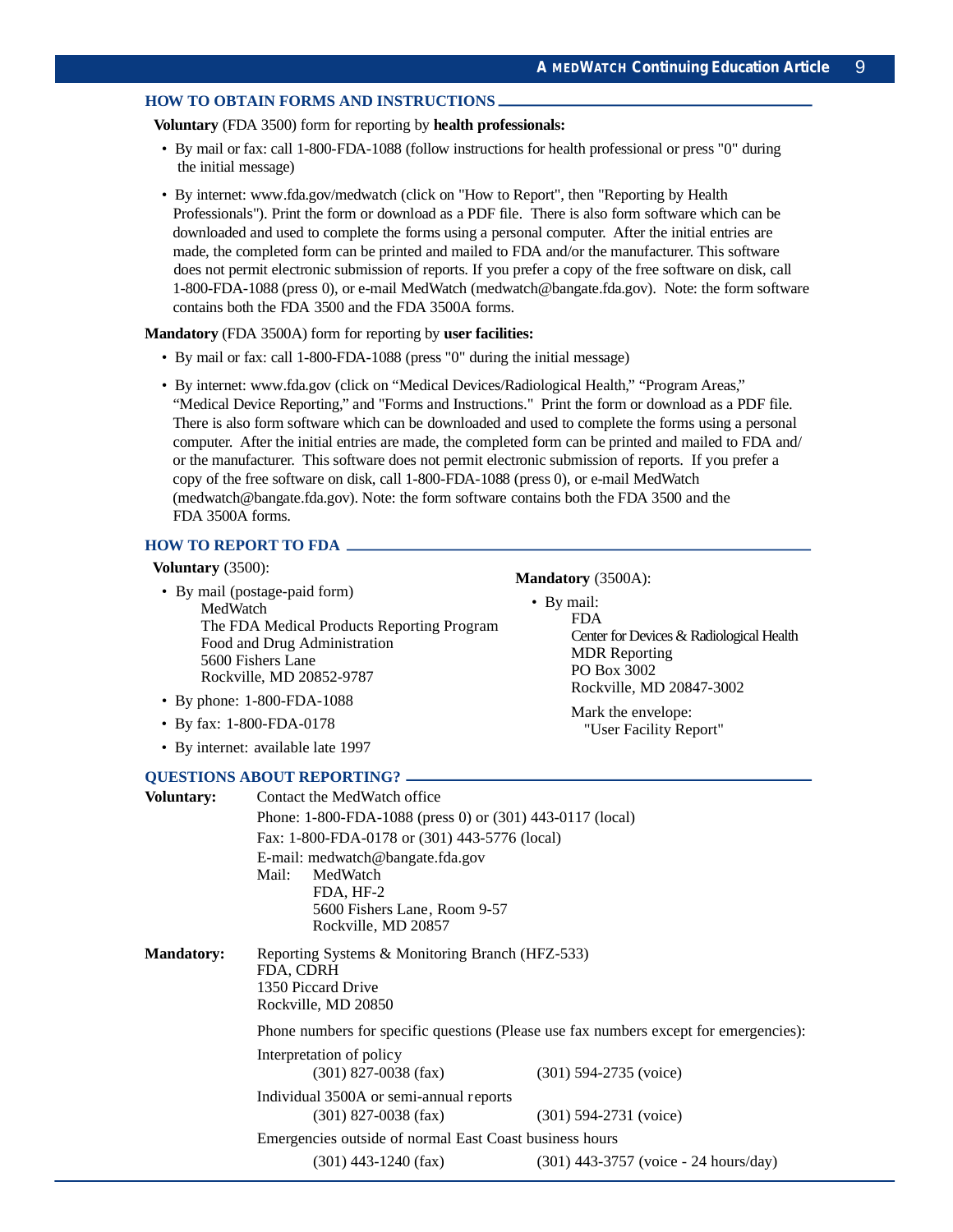## HOW TO OBTAIN FORMS AND INSTRUCTIONS

**Voluntary** (FDA 3500) form for reporting by **health professionals:**

- By mail or fax: call 1-800-FDA-1088 (follow instructions for health professional or press "0" during the initial message)
- By internet: www.fda.gov/medwatch (click on "How to Report", then "Reporting by Health Professionals"). Print the form or download as a PDF file. There is also form software which can be downloaded and used to complete the forms using a personal computer. After the initial entries are made, the completed form can be printed and mailed to FDA and/or the manufacturer. This software does not permit electronic submission of reports. If you prefer a copy of the free software on disk, call 1-800-FDA-1088 (press 0), or e-mail MedWatch (medwatch@bangate.fda.gov). Note: the form software contains both the FDA 3500 and the FDA 3500A forms.

**Mandatory** (FDA 3500A) form for reporting by **user facilities:**

- By mail or fax: call 1-800-FDA-1088 (press "0" during the initial message)
- By internet: www.fda.gov (click on "Medical Devices/Radiological Health," "Program Areas," "Medical Device Reporting," and "Forms and Instructions." Print the form or download as a PDF file. There is also form software which can be downloaded and used to complete the forms using a personal computer. After the initial entries are made, the completed form can be printed and mailed to FDA and/or the manufacturer. This software does not permit electronic submission of reports. If you prefer a copy of the free software on disk, call 1-800-FDA-1088 (press 0), or e-mail MedWatch (medwatch@bangate.fda.gov). Note: the form software contains both the FDA 3500 and the FDA 3500A forms.

## HOW TO REPORT TO FDA

**Voluntary** (3500):

- By mail (postage-paid form)
  MedWatch
  The FDA Medical Products Reporting Program
  Food and Drug Administration
  5600 Fishers Lane
  Rockville, MD 20852-9787
- By phone: 1-800-FDA-1088
- By fax: 1-800-FDA-0178
- By internet: available late 1997

**Mandatory** (3500A):

- By mail:
  FDA
  Center for Devices & Radiological Health
  MDR Reporting
  PO Box 3002
  Rockville, MD 20847-3002

  Mark the envelope:
  "User Facility Report"

## QUESTIONS ABOUT REPORTING?

**Voluntary:** Contact the MedWatch office

Phone: 1-800-FDA-1088 (press 0) or (301) 443-0117 (local)
Fax: 1-800-FDA-0178 or (301) 443-5776 (local)
E-mail: medwatch@bangate.fda.gov
Mail: MedWatch
FDA, HF-2
5600 Fishers Lane, Room 9-57
Rockville, MD 20857

**Mandatory:** Reporting Systems & Monitoring Branch (HFZ-533)
FDA, CDRH
1350 Piccard Drive
Rockville, MD 20850

Phone numbers for specific questions (Please use fax numbers except for emergencies):

Interpretation of policy
(301) 827-0038 (fax) (301) 594-2735 (voice)

Individual 3500A or semi-annual reports
(301) 827-0038 (fax) (301) 594-2731 (voice)

Emergencies outside of normal East Coast business hours
(301) 443-1240 (fax) (301) 443-3757 (voice - 24 hours/day)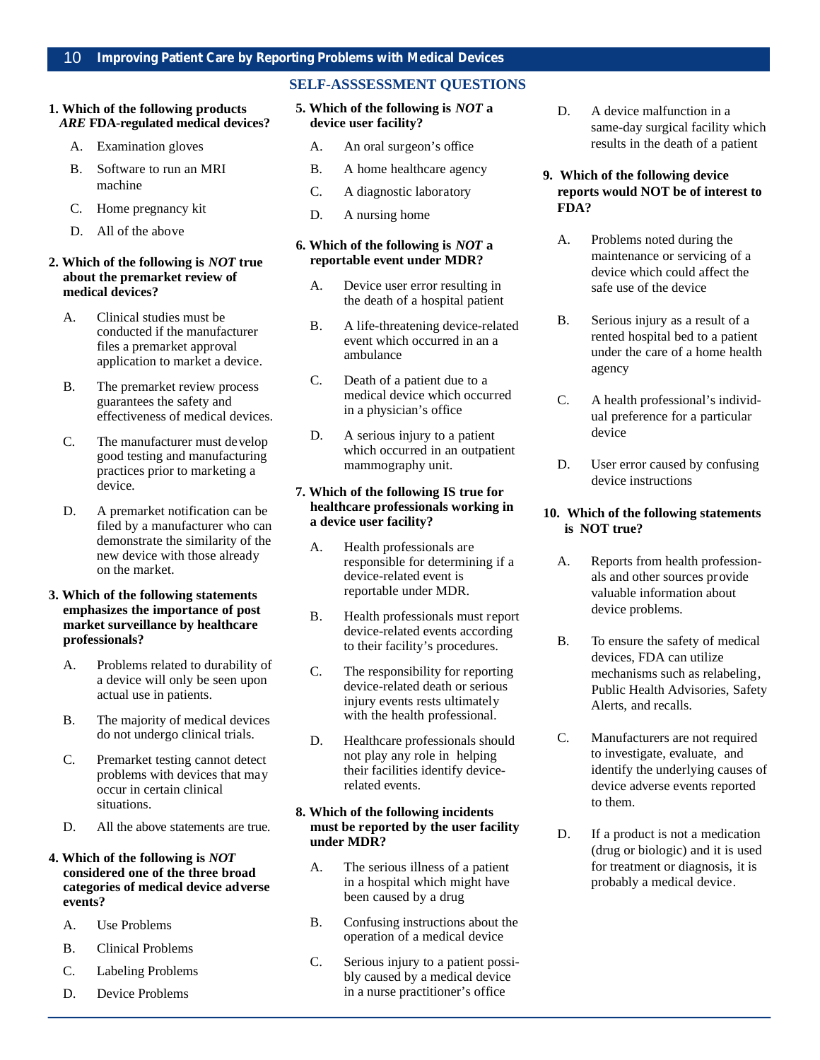## SELF-ASSSESSMENT QUESTIONS

**1. Which of the following products *ARE* FDA-regulated medical devices?**

A. Examination gloves

B. Software to run an MRI machine

C. Home pregnancy kit

D. All of the above

**2. Which of the following is *NOT* true about the premarket review of medical devices?**

A. Clinical studies must be conducted if the manufacturer files a premarket approval application to market a device.

B. The premarket review process guarantees the safety and effectiveness of medical devices.

C. The manufacturer must develop good testing and manufacturing practices prior to marketing a device.

D. A premarket notification can be filed by a manufacturer who can demonstrate the similarity of the new device with those already on the market.

**3. Which of the following statements emphasizes the importance of post market surveillance by healthcare professionals?**

A. Problems related to durability of a device will only be seen upon actual use in patients.

B. The majority of medical devices do not undergo clinical trials.

C. Premarket testing cannot detect problems with devices that may occur in certain clinical situations.

D. All the above statements are true.

**4. Which of the following is *NOT* considered one of the three broad categories of medical device adverse events?**

A. Use Problems

B. Clinical Problems

C. Labeling Problems

D. Device Problems

**5. Which of the following is *NOT* a device user facility?**

A. An oral surgeon's office

B. A home healthcare agency

C. A diagnostic laboratory

D. A nursing home

**6. Which of the following is *NOT* a reportable event under MDR?**

A. Device user error resulting in the death of a hospital patient

B. A life-threatening device-related event which occurred in a ambulance

C. Death of a patient due to a medical device which occurred in a physician's office

D. A serious injury to a patient which occurred in an outpatient mammography unit.

**7. Which of the following IS true for healthcare professionals working in a device user facility?**

A. Health professionals are responsible for determining if a device-related event is reportable under MDR.

B. Health professionals must report device-related events according to their facility's procedures.

C. The responsibility for reporting device-related death or serious injury events rests ultimately with the health professional.

D. Healthcare professionals should not play any role in helping their facilities identify device-related events.

**8. Which of the following incidents must be reported by the user facility under MDR?**

A. The serious illness of a patient in a hospital which might have been caused by a drug

B. Confusing instructions about the operation of a medical device

C. Serious injury to a patient possibly caused by a medical device in a nurse practitioner's office

D. A device malfunction in a same-day surgical facility which results in the death of a patient

**9. Which of the following device reports would NOT be of interest to FDA?**

A. Problems noted during the maintenance or servicing of a device which could affect the safe use of the device

B. Serious injury as a result of a rented hospital bed to a patient under the care of a home health agency

C. A health professional's individual preference for a particular device

D. User error caused by confusing device instructions

**10. Which of the following statements is NOT true?**

A. Reports from health professionals and other sources provide valuable information about device problems.

B. To ensure the safety of medical devices, FDA can utilize mechanisms such as relabeling, Public Health Advisories, Safety Alerts, and recalls.

C. Manufacturers are not required to investigate, evaluate, and identify the underlying causes of device adverse events reported to them.

D. If a product is not a medication (drug or biologic) and it is used for treatment or diagnosis, it is probably a medical device.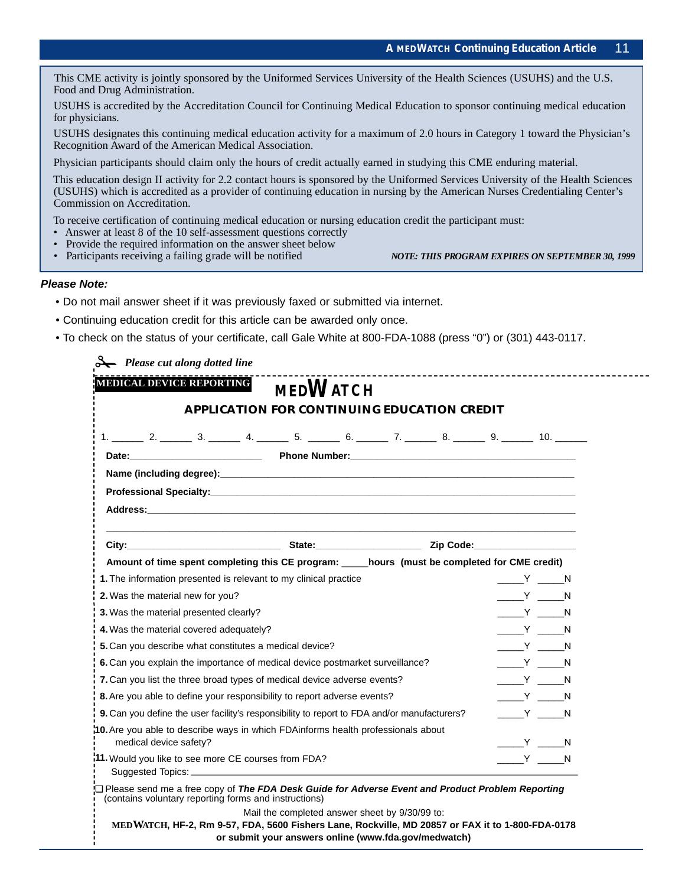This CME activity is jointly sponsored by the Uniformed Services University of the Health Sciences (USUHS) and the U.S. Food and Drug Administration.

USUHS is accredited by the Accreditation Council for Continuing Medical Education to sponsor continuing medical education for physicians.

USUHS designates this continuing medical education activity for a maximum of 2.0 hours in Category 1 toward the Physician's Recognition Award of the American Medical Association.

Physician participants should claim only the hours of credit actually earned in studying this CME enduring material.

This education design II activity for 2.2 contact hours is sponsored by the Uniformed Services University of the Health Sciences (USUHS) which is accredited as a provider of continuing education in nursing by the American Nurses Credentialing Center's Commission on Accreditation.

To receive certification of continuing medical education or nursing education credit the participant must:

- Answer at least 8 of the 10 self-assessment questions correctly
- Provide the required information on the answer sheet below
- Participants receiving a failing grade will be notified

***NOTE: THIS PROGRAM EXPIRES ON SEPTEMBER 30, 1999***

***Please Note:***

- Do not mail answer sheet if it was previously faxed or submitted via internet.
- Continuing education credit for this article can be awarded only once.
- To check on the status of your certificate, call Gale White at 800-FDA-1088 (press "0") or (301) 443-0117.

*Please cut along dotted line*

**MEDICAL DEVICE REPORTING**

# MEDWATCH

## APPLICATION FOR CONTINUING EDUCATION CREDIT

1. ______ 2. ______ 3. ______ 4. ______ 5. ______ 6. ______ 7. ______ 8. ______ 9. ______ 10. ______

**Date:**____________________ **Phone Number:**____________________________________

**Name (including degree):**_____________________________________________________

**Professional Specialty:**_______________________________________________________

**Address:**___________________________________________________________________

______________________________________________________________________________

**City:**_______________________ **State:**________________ **Zip Code:**________________

**Amount of time spent completing this CE program: _____hours (must be completed for CME credit)**

**1.** The information presented is relevant to my clinical practice _____Y _____N

**2.** Was the material new for you? _____Y _____N

**3.** Was the material presented clearly? _____Y _____N

**4.** Was the material covered adequately? _____Y _____N

**5.** Can you describe what constitutes a medical device? _____Y _____N

**6.** Can you explain the importance of medical device postmarket surveillance? _____Y _____N

**7.** Can you list the three broad types of medical device adverse events? _____Y _____N

**8.** Are you able to define your responsibility to report adverse events? _____Y _____N

**9.** Can you define the user facility's responsibility to report to FDA and/or manufacturers? _____Y _____N

**10.** Are you able to describe ways in which FDAinforms health professionals about medical device safety? _____Y _____N

**11.** Would you like to see more CE courses from FDA? _____Y _____N
Suggested Topics: ____________________________________________________________

☐ Please send me a free copy of ***The FDA Desk Guide for Adverse Event and Product Problem Reporting*** (contains voluntary reporting forms and instructions)

Mail the completed answer sheet by 9/30/99 to:
**MEDWATCH, HF-2, Rm 9-57, FDA, 5600 Fishers Lane, Rockville, MD 20857 or FAX it to 1-800-FDA-0178 or submit your answers online (www.fda.gov/medwatch)**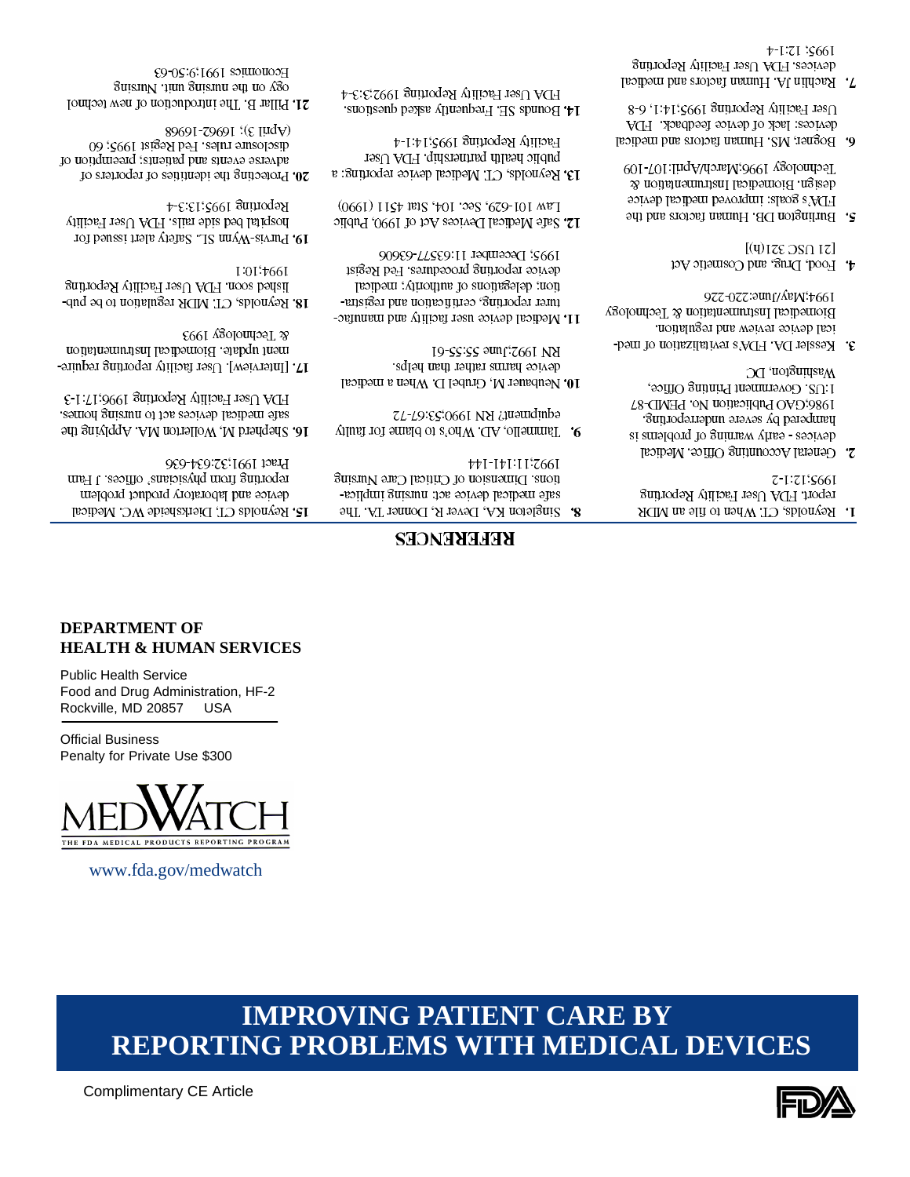## REFERENCES

1. Reynolds, CT. When to file an MDR report. FDA User Facility Reporting 1995;12:1-2
2. General Accounting Office. Medical devices - early warning of problems is hampered by severe underreporting. 1986:GAO Publication No. PEMD-87 1:US. Government Printing Office, Washington, DC
3. Kessler DA. FDA's revitalization of medical device review and regulation. Biomedical Instrumentation & Technology 1994;May/June:220-226
4. Food, Drug, and Cosmetic Act [21 USC 321(h)]
5. Burlington DB. Human factors and the FDA's goals: improved medical device design. Biomedical Instrumentation & Technology 1996;March/April:107-109
6. Bogner, MS. Human factors and medical devices: lack of device feedback. FDA User Facility Reporting 1995;14:1, 6-8
7. Rachlin JA. Human factors and medical devices. FDA User Facility Reporting 1995; 12:1-4
8. Singleton KA, Dever R, Donner TA. The safe medical device act: nursing implications. Dimension of Critical Care Nursing 1992;11:141-144
9. Tammello, AD. Who's to blame for faulty equipment? RN 1990;53:67-72
10. Neubauer M, Grubel D. When a medical device harms rather than helps. RN 1992;June 55:55-61
11. Medical device user facility and manufacturer reporting, certification and registration: delegations of authority; medical device reporting procedures. Fed Regist 1995; December 11:63577-63606
12. Safe Medical Devices Act of 1990, Public Law 101-629, Sec. 104, Stat 4511 (1990)
13. Reynolds, CT. Medical device reporting: a public health partnership. FDA User Facility Reporting 1995;14:1-4
14. Bounds SE. Frequently asked questions. FDA User Facility Reporting 1992;3:3-4
15. Reynolds CT, Dierksheide WC. Medical device and laboratory product problem reporting from physicians' offices. J Fam Pract 1991;32:634-636
16. Shepherd M, Wollerton MA. Applying the safe medical devices act to nursing homes. FDA User Facility Reporting 1996;17:1-3
17. [Interview]. User facility reporting requirement update. Biomedical Instrumentation & Technology 1993
18. Reynolds, CT. MDR regulation to be published soon. FDA User Facility Reporting 1994;10:1
19. Purvis-Wynn SL. Safety alert issued for hospital bed side rails. FDA User Facility Reporting 1995;13:3-4
20. Protecting the identities of reporters of adverse events and patients: preemption of disclosure rules. Fed Regist 1995; 60 (April 3): 16962-16968
21. Pillar B. The introduction of new technology on the nursing unit. Nursing Economics 1991;9:50-63

**DEPARTMENT OF HEALTH & HUMAN SERVICES**

Public Health Service
Food and Drug Administration, HF-2
Rockville, MD 20857 USA

Official Business
Penalty for Private Use $300

MEDWATCH
THE FDA MEDICAL PRODUCTS REPORTING PROGRAM

www.fda.gov/medwatch

# IMPROVING PATIENT CARE BY REPORTING PROBLEMS WITH MEDICAL DEVICES

Complimentary CE Article

FDA